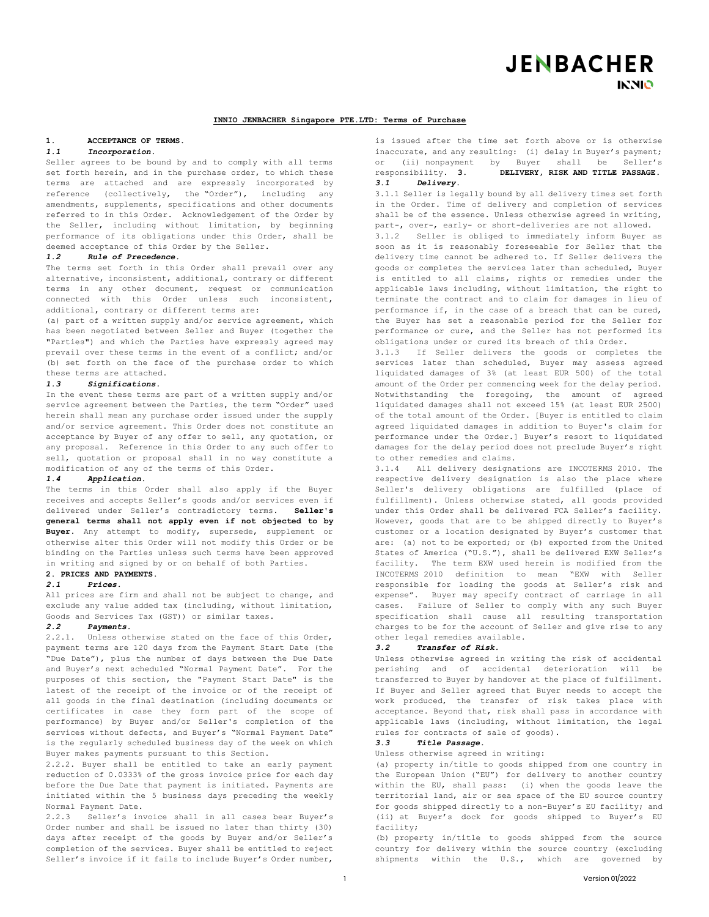# INNIO JENBACHER Singapore PTE.LTD: Terms of Purchase

## 1. ACCEPTANCE OF TERMS.

### *1.1 Incorporation.*

Seller agrees to be bound by and to comply with all terms set forth herein, and in the purchase order, to which these terms are attached and are expressly incorporated by reference (collectively, the "Order"), including any amendments, supplements, specifications and other documents referred to in this Order. Acknowledgement of the Order by the Seller, including without limitation, by beginning performance of its obligations under this Order, shall be deemed acceptance of this Order by the Seller.

### *1.2 Rule of Precedence.*

The terms set forth in this Order shall prevail over any alternative, inconsistent, additional, contrary or different terms in any other document, request or communication connected with this Order unless such inconsistent, additional, contrary or different terms are:

(a) part of a written supply and/or service agreement, which has been negotiated between Seller and Buyer (together the "Parties") and which the Parties have expressly agreed may prevail over these terms in the event of a conflict; and/or (b) set forth on the face of the purchase order to which these terms are attached.

### *1.3 Significations.*

In the event these terms are part of a written supply and/or service agreement between the Parties, the term "Order" used herein shall mean any purchase order issued under the supply and/or service agreement. This Order does not constitute an acceptance by Buyer of any offer to sell, any quotation, or any proposal. Reference in this Order to any such offer to sell, quotation or proposal shall in no way constitute a modification of any of the terms of this Order.

### *1.4 Application.*

The terms in this Order shall also apply if the Buyer receives and accepts Seller's goods and/or services even if delivered under Seller's contradictory terms. **Seller's general terms shall not apply even if not objected to by Buyer.** Any attempt to modify, supersede, supplement or otherwise alter this Order will not modify this Order or be binding on the Parties unless such terms have been approved in writing and signed by or on behalf of both Parties.

## 2. PRICES AND PAYMENTS.

### *2.1 Prices.*

All prices are firm and shall not be subject to change, and exclude any value added tax (including, without limitation, Goods and Services Tax (GST)) or similar taxes.

### *2.2 Payments.*

2.2.1. Unless otherwise stated on the face of this Order, payment terms are 120 days from the Payment Start Date (the "Due Date"), plus the number of days between the Due Date and Buyer's next scheduled "Normal Payment Date". For the purposes of this section, the "Payment Start Date" is the latest of the receipt of the invoice or of the receipt of all goods in the final destination (including documents or certificates in case they form part of the scope of performance) by Buyer and/or Seller's completion of the services without defects, and Buyer's "Normal Payment Date" is the regularly scheduled business day of the week on which Buyer makes payments pursuant to this Section.

2.2.2. Buyer shall be entitled to take an early payment reduction of 0.0333% of the gross invoice price for each day before the Due Date that payment is initiated. Payments are initiated within the 5 business days preceding the weekly Normal Payment Date.

2.2.3 Seller's invoice shall in all cases bear Buyer's Order number and shall be issued no later than thirty (30) days after receipt of the goods by Buyer and/or Seller's completion of the services. Buyer shall be entitled to reject Seller's invoice if it fails to include Buyer's Order number, is issued after the time set forth above or is otherwise inaccurate, and any resulting: (i) delay in Buyer's payment; or (ii) nonpayment by Buyer shall be Seller's responsibility.

## 3. DELIVERY, RISK AND TITLE PASSAGE.

### *3.1 Delivery.*

3.1.1 Seller is legally bound by all delivery times set forth in the Order. Time of delivery and completion of services shall be of the essence. Unless otherwise agreed in writing, part-, over-, early- or short-deliveries are not allowed.

3.1.2 Seller is obliged to immediately inform Buyer as soon as it is reasonably foreseeable for Seller that the delivery time cannot be adhered to. If Seller delivers the goods or completes the services later than scheduled, Buyer is entitled to all claims, rights or remedies under the applicable laws including, without limitation, the right to terminate the contract and to claim for damages in lieu of performance if, in the case of a breach that can be cured, the Buyer has set a reasonable period for the Seller for performance or cure, and the Seller has not performed its obligations under or cured its breach of this Order.

3.1.3 If Seller delivers the goods or completes the services later than scheduled, Buyer may assess agreed liquidated damages of 3% (at least EUR 500) of the total amount of the Order per commencing week for the delay period. Notwithstanding the foregoing, the amount of agreed liquidated damages shall not exceed 15% (at least EUR 2500) of the total amount of the Order. [Buyer is entitled to claim agreed liquidated damages in addition to Buyer's claim for performance under the Order.] Buyer's resort to liquidated damages for the delay period does not preclude Buyer's right to other remedies and claims.

3.1.4 All delivery designations are INCOTERMS 2010. The respective delivery designation is also the place where Seller's delivery obligations are fulfilled (place of fulfillment). Unless otherwise stated, all goods provided under this Order shall be delivered FCA Seller's facility. However, goods that are to be shipped directly to Buyer's customer or a location designated by Buyer's customer that are: (a) not to be exported; or (b) exported from the United States of America ("U.S."), shall be delivered EXW Seller's facility. The term EXW used herein is modified from the INCOTERMS 2010 definition to mean "EXW with Seller responsible for loading the goods at Seller's risk and expense". Buyer may specify contract of carriage in all cases. Failure of Seller to comply with any such Buyer specification shall cause all resulting transportation charges to be for the account of Seller and give rise to any other legal remedies available.

### *3.2 Transfer of Risk.*

Unless otherwise agreed in writing the risk of accidental perishing and of accidental deterioration will be transferred to Buyer by handover at the place of fulfillment. If Buyer and Seller agreed that Buyer needs to accept the work produced, the transfer of risk takes place with acceptance. Beyond that, risk shall pass in accordance with applicable laws (including, without limitation, the legal rules for contracts of sale of goods).

### *3.3 Title Passage.*

Unless otherwise agreed in writing:

(a) property in/title to goods shipped from one country in the European Union ("EU") for delivery to another country within the EU, shall pass: (i) when the goods leave the territorial land, air or sea space of the EU source country for goods shipped directly to a non-Buyer's EU facility; and (ii) at Buyer's dock for goods shipped to Buyer's EU facility;

(b) property in/title to goods shipped from the source country for delivery within the source country (excluding shipments within the U.S., which are governed by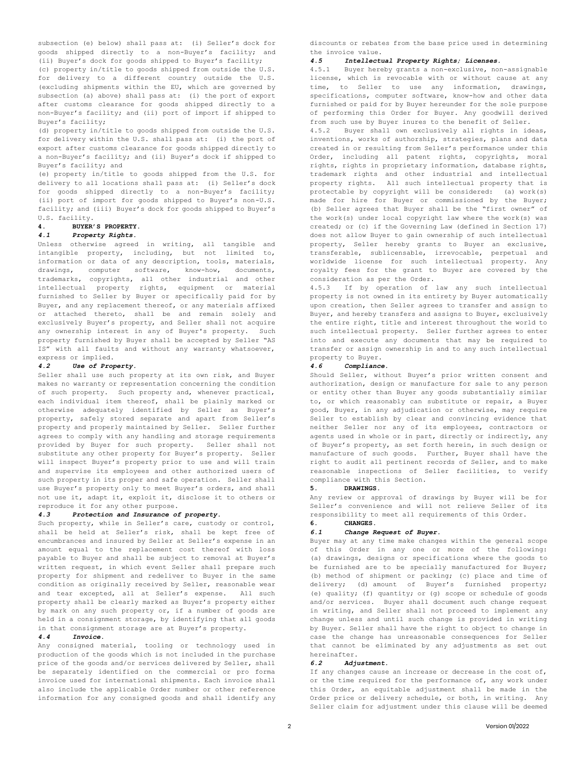subsection (e) below) shall pass at: (i) Seller's dock for goods shipped directly to a non-Buyer's facility; and (ii) Buyer's dock for goods shipped to Buyer's facility;

(c) property in/title to goods shipped from outside the U.S. for delivery to a different country outside the U.S. (excluding shipments within the EU, which are governed by subsection (a) above) shall pass at: (i) the port of export after customs clearance for goods shipped directly to a non-Buyer's facility; and (ii) port of import if shipped to Buyer's facility;

(d) property in/title to goods shipped from outside the U.S. for delivery within the U.S. shall pass at: (i) the port of export after customs clearance for goods shipped directly to a non-Buyer's facility; and (ii) Buyer's dock if shipped to Buyer's facility; and

(e) property in/title to goods shipped from the U.S. for delivery to all locations shall pass at: (i) Seller's dock for goods shipped directly to a non-Buyer's facility; (ii) port of import for goods shipped to Buyer's non-U.S. facility; and (iii) Buyer's dock for goods shipped to Buyer's U.S. facility.

## 4. BUYER'S PROPERTY.

### *4.1 Property Rights.*

Unless otherwise agreed in writing, all tangible and intangible property, including, but not limited to, information or data of any description, tools, materials, drawings, computer software, know-how, documents, trademarks, copyrights, all other industrial and other intellectual property rights, equipment or material furnished to Seller by Buyer or specifically paid for by Buyer, and any replacement thereof, or any materials affixed or attached thereto, shall be and remain solely and exclusively Buyer's property, and Seller shall not acquire any ownership interest in any of Buyer's property. Such property furnished by Buyer shall be accepted by Seller "AS IS" with all faults and without any warranty whatsoever, express or implied.

### *4.2 Use of Property.*

Seller shall use such property at its own risk, and Buyer makes no warranty or representation concerning the condition of such property. Such property and, whenever practical, each individual item thereof, shall be plainly marked or otherwise adequately identified by Seller as Buyer's property, safely stored separate and apart from Seller's property and properly maintained by Seller. Seller further agrees to comply with any handling and storage requirements provided by Buyer for such property. Seller shall not substitute any other property for Buyer's property. Seller will inspect Buyer's property prior to use and will train and supervise its employees and other authorized users of such property in its proper and safe operation. Seller shall use Buyer's property only to meet Buyer's orders, and shall not use it, adapt it, exploit it, disclose it to others or reproduce it for any other purpose.

### *4.3 Protection and Insurance of property.*

Such property, while in Seller's care, custody or control, shall be held at Seller's risk, shall be kept free of encumbrances and insured by Seller at Seller's expense in an amount equal to the replacement cost thereof with loss payable to Buyer and shall be subject to removal at Buyer's written request, in which event Seller shall prepare such property for shipment and redeliver to Buyer in the same condition as originally received by Seller, reasonable wear and tear excepted, all at Seller's expense. All such property shall be clearly marked as Buyer's property either by mark on any such property or, if a number of goods are held in a consignment storage, by identifying that all goods in that consignment storage are at Buyer's property.

### *4.4 Invoice.*

Any consigned material, tooling or technology used in production of the goods which is not included in the purchase price of the goods and/or services delivered by Seller, shall be separately identified on the commercial or pro forma invoice used for international shipments. Each invoice shall also include the applicable Order number or other reference information for any consigned goods and shall identify any discounts or rebates from the base price used in determining the invoice value.

### *4.5 Intellectual Property Rights; Licenses.*

4.5.1 Buyer hereby grants a non-exclusive, non-assignable license, which is revocable with or without cause at any time, to Seller to use any information, drawings, specifications, computer software, know-how and other data furnished or paid for by Buyer hereunder for the sole purpose of performing this Order for Buyer. Any goodwill derived from such use by Buyer inures to the benefit of Seller.

4.5.2 Buyer shall own exclusively all rights in ideas, inventions, works of authorship, strategies, plans and data created in or resulting from Seller's performance under this Order, including all patent rights, copyrights, moral rights, rights in proprietary information, database rights, trademark rights and other industrial and intellectual property rights. All such intellectual property that is protectable by copyright will be considered: (a) work(s) made for hire for Buyer or commissioned by the Buyer; (b) Seller agrees that Buyer shall be the "first owner" of the work(s) under local copyright law where the work(s) was created; or (c) if the Governing Law (defined in Section 17) does not allow Buyer to gain ownership of such intellectual property, Seller hereby grants to Buyer an exclusive, transferable, sublicensable, irrevocable, perpetual and worldwide license for such intellectual property. Any royalty fees for the grant to Buyer are covered by the consideration as per the Order.

4.5.3 If by operation of law any such intellectual property is not owned in its entirety by Buyer automatically upon creation, then Seller agrees to transfer and assign to Buyer, and hereby transfers and assigns to Buyer, exclusively the entire right, title and interest throughout the world to such intellectual property. Seller further agrees to enter into and execute any documents that may be required to transfer or assign ownership in and to any such intellectual property to Buyer.

### *4.6 Compliance.*

Should Seller, without Buyer's prior written consent and authorization, design or manufacture for sale to any person or entity other than Buyer any goods substantially similar to, or which reasonably can substitute or repair, a Buyer good, Buyer, in any adjudication or otherwise, may require Seller to establish by clear and convincing evidence that neither Seller nor any of its employees, contractors or agents used in whole or in part, directly or indirectly, any of Buyer's property, as set forth herein, in such design or manufacture of such goods. Further, Buyer shall have the right to audit all pertinent records of Seller, and to make reasonable inspections of Seller facilities, to verify compliance with this Section.

## 5. DRAWINGS.

Any review or approval of drawings by Buyer will be for Seller's convenience and will not relieve Seller of its responsibility to meet all requirements of this Order.

## 6. CHANGES.

### *6.1 Change Request of Buyer.*

Buyer may at any time make changes within the general scope of this Order in any one or more of the following: (a) drawings, designs or specifications where the goods to be furnished are to be specially manufactured for Buyer; (b) method of shipment or packing; (c) place and time of delivery; (d) amount of Buyer's furnished property; (e) quality; (f) quantity; or (g) scope or schedule of goods and/or services. Buyer shall document such change request in writing, and Seller shall not proceed to implement any change unless and until such change is provided in writing by Buyer. Seller shall have the right to object to change in case the change has unreasonable consequences for Seller that cannot be eliminated by any adjustments as set out hereinafter.

### *6.2 Adjustment.*

If any changes cause an increase or decrease in the cost of, or the time required for the performance of, any work under this Order, an equitable adjustment shall be made in the Order price or delivery schedule, or both, in writing. Any Seller claim for adjustment under this clause will be deemed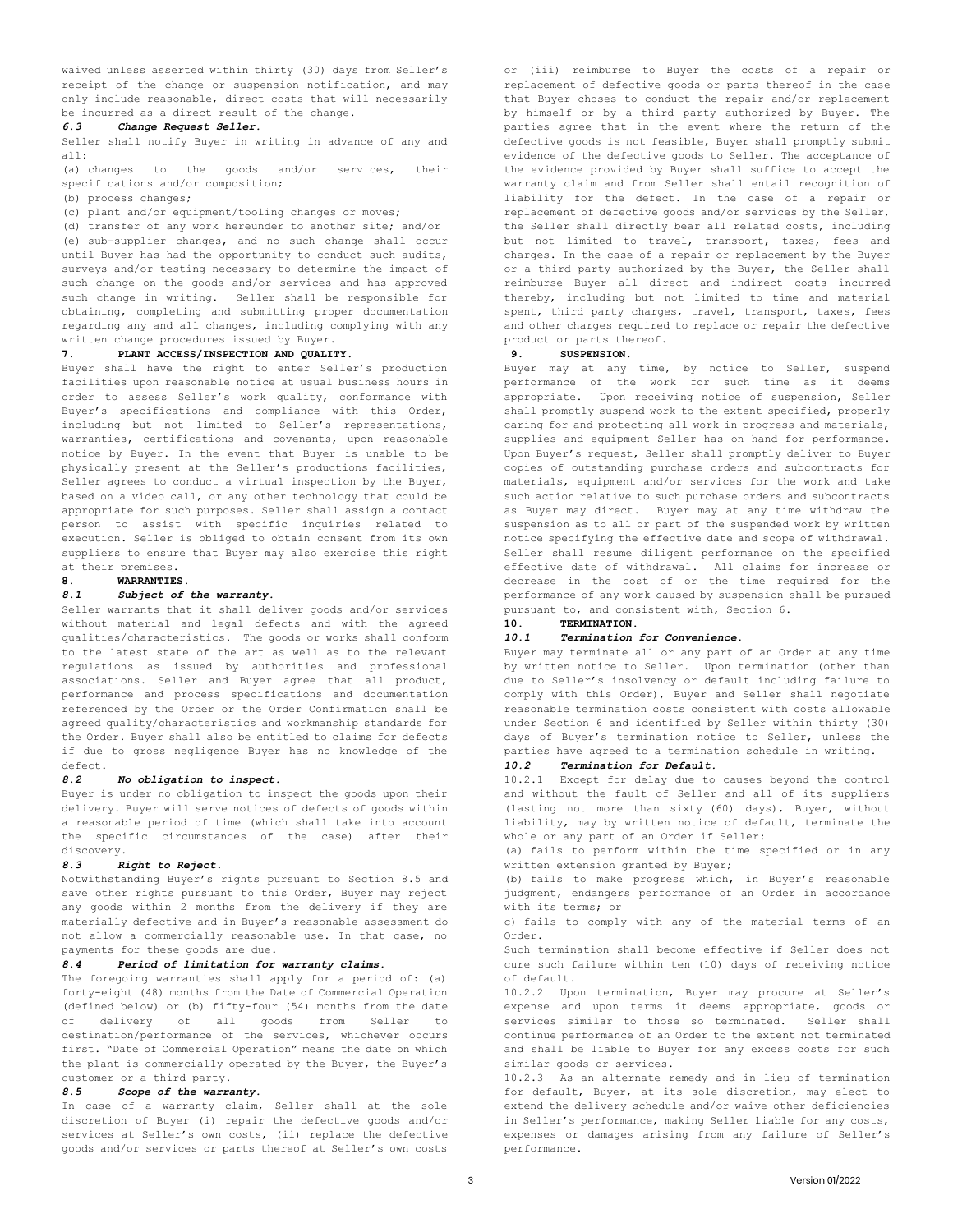waived unless asserted within thirty (30) days from Seller's receipt of the change or suspension notification, and may only include reasonable, direct costs that will necessarily be incurred as a direct result of the change.

### *6.3 Change Request Seller.*

Seller shall notify Buyer in writing in advance of any and all:

(a) changes to the goods and/or services, their specifications and/or composition;

(b) process changes;

(c) plant and/or equipment/tooling changes or moves;

(d) transfer of any work hereunder to another site; and/or

(e) sub-supplier changes, and no such change shall occur until Buyer has had the opportunity to conduct such audits, surveys and/or testing necessary to determine the impact of such change on the goods and/or services and has approved such change in writing. Seller shall be responsible for obtaining, completing and submitting proper documentation regarding any and all changes, including complying with any written change procedures issued by Buyer.

## 7. PLANT ACCESS/INSPECTION AND QUALITY.

Buyer shall have the right to enter Seller's production facilities upon reasonable notice at usual business hours in order to assess Seller's work quality, conformance with Buyer's specifications and compliance with this Order, including but not limited to Seller's representations, warranties, certifications and covenants, upon reasonable notice by Buyer. In the event that Buyer is unable to be physically present at the Seller's productions facilities, Seller agrees to conduct a virtual inspection by the Buyer, based on a video call, or any other technology that could be appropriate for such purposes. Seller shall assign a contact person to assist with specific inquiries related to execution. Seller is obliged to obtain consent from its own suppliers to ensure that Buyer may also exercise this right at their premises.

## 8. WARRANTIES.

### *8.1 Subject of the warranty.*

Seller warrants that it shall deliver goods and/or services without material and legal defects and with the agreed qualities/characteristics. The goods or works shall conform to the latest state of the art as well as to the relevant regulations as issued by authorities and professional associations. Seller and Buyer agree that all product, performance and process specifications and documentation referenced by the Order or the Order Confirmation shall be agreed quality/characteristics and workmanship standards for the Order. Buyer shall also be entitled to claims for defects if due to gross negligence Buyer has no knowledge of the defect.

### *8.2 No obligation to inspect.*

Buyer is under no obligation to inspect the goods upon their delivery. Buyer will serve notices of defects of goods within a reasonable period of time (which shall take into account the specific circumstances of the case) after their discovery.

### *8.3 Right to Reject.*

Notwithstanding Buyer's rights pursuant to Section 8.5 and save other rights pursuant to this Order, Buyer may reject any goods within 2 months from the delivery if they are materially defective and in Buyer's reasonable assessment do not allow a commercially reasonable use. In that case, no payments for these goods are due.

### *8.4 Period of limitation for warranty claims.*

The foregoing warranties shall apply for a period of: (a) forty-eight (48) months from the Date of Commercial Operation (defined below) or (b) fifty-four (54) months from the date of delivery of all goods from Seller to destination/performance of the services, whichever occurs first. "Date of Commercial Operation" means the date on which the plant is commercially operated by the Buyer, the Buyer's customer or a third party.

### *8.5 Scope of the warranty.*

In case of a warranty claim, Seller shall at the sole discretion of Buyer (i) repair the defective goods and/or services at Seller's own costs, (ii) replace the defective goods and/or services or parts thereof at Seller's own costs or (iii) reimburse to Buyer the costs of a repair or replacement of defective goods or parts thereof in the case that Buyer choses to conduct the repair and/or replacement by himself or by a third party authorized by Buyer. The parties agree that in the event where the return of the defective goods is not feasible, Buyer shall promptly submit evidence of the defective goods to Seller. The acceptance of the evidence provided by Buyer shall suffice to accept the warranty claim and from Seller shall entail recognition of liability for the defect. In the case of a repair or replacement of defective goods and/or services by the Seller, the Seller shall directly bear all related costs, including but not limited to travel, transport, taxes, fees and charges. In the case of a repair or replacement by the Buyer or a third party authorized by the Buyer, the Seller shall reimburse Buyer all direct and indirect costs incurred thereby, including but not limited to time and material spent, third party charges, travel, transport, taxes, fees and other charges required to replace or repair the defective product or parts thereof.

## 9. SUSPENSION.

Buyer may at any time, by notice to Seller, suspend performance of the work for such time as it deems appropriate. Upon receiving notice of suspension, Seller shall promptly suspend work to the extent specified, properly caring for and protecting all work in progress and materials, supplies and equipment Seller has on hand for performance. Upon Buyer's request, Seller shall promptly deliver to Buyer copies of outstanding purchase orders and subcontracts for materials, equipment and/or services for the work and take such action relative to such purchase orders and subcontracts as Buyer may direct. Buyer may at any time withdraw the suspension as to all or part of the suspended work by written notice specifying the effective date and scope of withdrawal. Seller shall resume diligent performance on the specified effective date of withdrawal. All claims for increase or decrease in the cost of or the time required for the performance of any work caused by suspension shall be pursued pursuant to, and consistent with, Section 6.

## 10. TERMINATION.

### *10.1 Termination for Convenience.*

Buyer may terminate all or any part of an Order at any time by written notice to Seller. Upon termination (other than due to Seller's insolvency or default including failure to comply with this Order), Buyer and Seller shall negotiate reasonable termination costs consistent with costs allowable under Section 6 and identified by Seller within thirty (30) days of Buyer's termination notice to Seller, unless the parties have agreed to a termination schedule in writing.

### *10.2 Termination for Default.*

10.2.1 Except for delay due to causes beyond the control and without the fault of Seller and all of its suppliers (lasting not more than sixty (60) days), Buyer, without liability, may by written notice of default, terminate the whole or any part of an Order if Seller:

(a) fails to perform within the time specified or in any written extension granted by Buyer;

(b) fails to make progress which, in Buyer's reasonable judgment, endangers performance of an Order in accordance with its terms; or

c) fails to comply with any of the material terms of an Order.

Such termination shall become effective if Seller does not cure such failure within ten (10) days of receiving notice of default.

10.2.2 Upon termination, Buyer may procure at Seller's expense and upon terms it deems appropriate, goods or services similar to those so terminated. Seller shall continue performance of an Order to the extent not terminated and shall be liable to Buyer for any excess costs for such similar goods or services.

10.2.3 As an alternate remedy and in lieu of termination for default, Buyer, at its sole discretion, may elect to extend the delivery schedule and/or waive other deficiencies in Seller's performance, making Seller liable for any costs, expenses or damages arising from any failure of Seller's performance.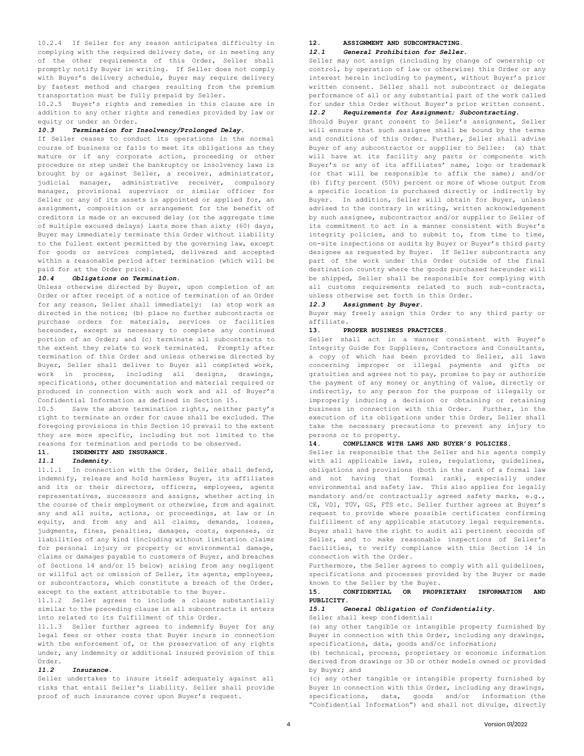10.2.4 If Seller for any reason anticipates difficulty in complying with the required delivery date, or in meeting any of the other requirements of this Order, Seller shall promptly notify Buyer in writing. If Seller does not comply with Buyer's delivery schedule, Buyer may require delivery by fastest method and charges resulting from the premium transportation must be fully prepaid by Seller.

10.2.5 Buyer's rights and remedies in this clause are in addition to any other rights and remedies provided by law or equity or under an Order.

### *10.3 Termination for Insolvency/Prolonged Delay.*

If Seller ceases to conduct its operations in the normal course of business or fails to meet its obligations as they mature or if any corporate action, proceeding or other procedure or step under the bankruptcy or insolvency laws is brought by or against Seller, a receiver, administrator, judicial manager, administrative receiver, compulsory manager, provisional supervisor or similar officer for Seller or any of its assets is appointed or applied for, an assignment, composition or arrangement for the benefit of creditors is made or an excused delay (or the aggregate time of multiple excused delays) lasts more than sixty (60) days, Buyer may immediately terminate this Order without liability to the fullest extent permitted by the governing law, except for goods or services completed, delivered and accepted within a reasonable period after termination (which will be paid for at the Order price).

### *10.4 Obligations on Termination.*

Unless otherwise directed by Buyer, upon completion of an Order or after receipt of a notice of termination of an Order for any reason, Seller shall immediately: (a) stop work as directed in the notice; (b) place no further subcontracts or purchase orders for materials, services or facilities hereunder, except as necessary to complete any continued portion of an Order; and (c) terminate all subcontracts to the extent they relate to work terminated. Promptly after termination of this Order and unless otherwise directed by Buyer, Seller shall deliver to Buyer all completed work, work in process, including all designs, drawings, specifications, other documentation and material required or produced in connection with such work and all of Buyer's Confidential Information as defined in Section 15.

10.5 Save the above termination rights, neither party's right to terminate an order for cause shall be excluded. The foregoing provisions in this Section 10 prevail to the extent they are more specific, including but not limited to the reasons for termination and periods to be observed.

## 11. INDEMNITY AND INSURANCE.

### *11.1 Indemnity.*

11.1.1 In connection with the Order, Seller shall defend, indemnify, release and hold harmless Buyer, its affiliates and its or their directors, officers, employees, agents representatives, successors and assigns, whether acting in the course of their employment or otherwise, from and against any and all suits, actions, or proceedings, at law or in equity, and from any and all claims, demands, losses, judgments, fines, penalties, damages, costs, expenses, or liabilities of any kind (including without limitation claims for personal injury or property or environmental damage, claims or damages payable to customers of Buyer, and breaches of Sections 14 and/or 15 below) arising from any negligent or willful act or omission of Seller, its agents, employees, or subcontractors, which constitute a breach of the Order, except to the extent attributable to the Buyer.

11.1.2 Seller agrees to include a clause substantially similar to the preceding clause in all subcontracts it enters into related to its fulfillment of this Order.

11.1.3 Seller further agrees to indemnify Buyer for any legal fees or other costs that Buyer incurs in connection with the enforcement of, or the preservation of any rights under, any indemnity or additional insured provision of this Order.

### *11.2 Insurance.*

Seller undertakes to insure itself adequately against all risks that entail Seller's liability. Seller shall provide proof of such insurance cover upon Buyer's request.

## 12. ASSIGNMENT AND SUBCONTRACTING.

### *12.1 General Prohibition for Seller.*

Seller may not assign (including by change of ownership or control, by operation of law or otherwise) this Order or any interest herein including to payment, without Buyer's prior written consent. Seller shall not subcontract or delegate performance of all or any substantial part of the work called for under this Order without Buyer's prior written consent.

### *12.2 Requirements for Assignment; Subcontracting.*

Should Buyer grant consent to Seller's assignment, Seller will ensure that such assignee shall be bound by the terms and conditions of this Order. Further, Seller shall advise Buyer of any subcontractor or supplier to Seller: (a) that will have at its facility any parts or components with Buyer's or any of its affiliates' name, logo or trademark (or that will be responsible to affix the same); and/or (b) fifty percent (50%) percent or more of whose output from a specific location is purchased directly or indirectly by Buyer. In addition, Seller will obtain for Buyer, unless advised to the contrary in writing, written acknowledgement by such assignee, subcontractor and/or supplier to Seller of its commitment to act in a manner consistent with Buyer's integrity policies, and to submit to, from time to time, on-site inspections or audits by Buyer or Buyer's third party designee as requested by Buyer. If Seller subcontracts any part of the work under this Order outside of the final destination country where the goods purchased hereunder will be shipped, Seller shall be responsible for complying with all customs requirements related to such sub-contracts, unless otherwise set forth in this Order.

### *12.3 Assignment by Buyer.*

Buyer may freely assign this Order to any third party or affiliate.

## 13. PROPER BUSINESS PRACTICES.

Seller shall act in a manner consistent with Buyer's Integrity Guide for Suppliers, Contractors and Consultants, a copy of which has been provided to Seller, all laws concerning improper or illegal payments and gifts or gratuities and agrees not to pay, promise to pay or authorize the payment of any money or anything of value, directly or indirectly, to any person for the purpose of illegally or improperly inducing a decision or obtaining or retaining business in connection with this Order. Further, in the execution of its obligations under this Order, Seller shall take the necessary precautions to prevent any injury to persons or to property.

## 14. COMPLIANCE WITH LAWS AND BUYER'S POLICIES.

Seller is responsible that the Seller and his agents comply with all applicable laws, rules, regulations, guidelines, obligations and provisions (both in the rank of a formal law and not having that formal rank), especially under environmental and safety law. This also applies for legally mandatory and/or contractually agreed safety marks, e.g., CE, VDI, TÜV, GS, FTS etc. Seller further agrees at Buyer's request to provide where possible certificates confirming fulfillment of any applicable statutory legal requirements. Buyer shall have the right to audit all pertinent records of Seller, and to make reasonable inspections of Seller's facilities, to verify compliance with this Section 14 in connection with the Order.

Furthermore, the Seller agrees to comply with all guidelines, specifications and processes provided by the Buyer or made known to the Seller by the Buyer.

## 15. CONFIDENTIAL OR PROPRIETARY INFORMATION AND PUBLICITY.

### *15.1 General Obligation of Confidentiality.*

Seller shall keep confidential:

(a) any other tangible or intangible property furnished by Buyer in connection with this Order, including any drawings, specifications, data, goods and/or information;

(b) technical, process, proprietary or economic information derived from drawings or 3D or other models owned or provided by Buyer; and

(c) any other tangible or intangible property furnished by Buyer in connection with this Order, including any drawings, specifications, data, goods and/or information (the "Confidential Information") and shall not divulge, directly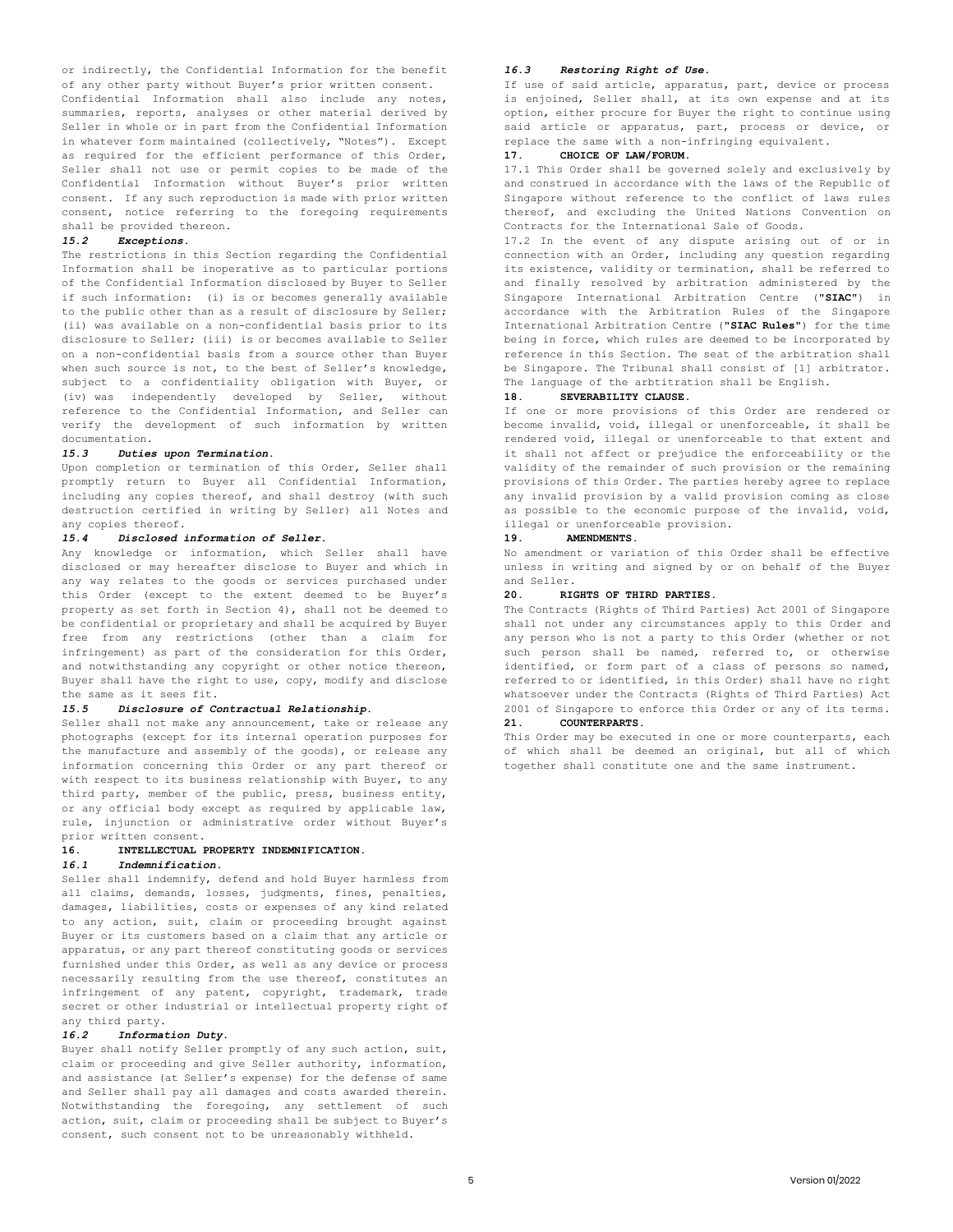or indirectly, the Confidential Information for the benefit of any other party without Buyer's prior written consent. Confidential Information shall also include any notes, summaries, reports, analyses or other material derived by Seller in whole or in part from the Confidential Information in whatever form maintained (collectively, "Notes"). Except as required for the efficient performance of this Order, Seller shall not use or permit copies to be made of the Confidential Information without Buyer's prior written consent. If any such reproduction is made with prior written consent, notice referring to the foregoing requirements shall be provided thereon.

### *15.2 Exceptions.*

The restrictions in this Section regarding the Confidential Information shall be inoperative as to particular portions of the Confidential Information disclosed by Buyer to Seller if such information: (i) is or becomes generally available to the public other than as a result of disclosure by Seller; (ii) was available on a non-confidential basis prior to its disclosure to Seller; (iii) is or becomes available to Seller on a non-confidential basis from a source other than Buyer when such source is not, to the best of Seller's knowledge, subject to a confidentiality obligation with Buyer, or (iv) was independently developed by Seller, without reference to the Confidential Information, and Seller can verify the development of such information by written documentation.

### *15.3 Duties upon Termination.*

Upon completion or termination of this Order, Seller shall promptly return to Buyer all Confidential Information, including any copies thereof, and shall destroy (with such destruction certified in writing by Seller) all Notes and any copies thereof.

### *15.4 Disclosed information of Seller.*

Any knowledge or information, which Seller shall have disclosed or may hereafter disclose to Buyer and which in any way relates to the goods or services purchased under this Order (except to the extent deemed to be Buyer's property as set forth in Section 4), shall not be deemed to be confidential or proprietary and shall be acquired by Buyer free from any restrictions (other than a claim for infringement) as part of the consideration for this Order, and notwithstanding any copyright or other notice thereon, Buyer shall have the right to use, copy, modify and disclose the same as it sees fit.

### *15.5 Disclosure of Contractual Relationship.*

Seller shall not make any announcement, take or release any photographs (except for its internal operation purposes for the manufacture and assembly of the goods), or release any information concerning this Order or any part thereof or with respect to its business relationship with Buyer, to any third party, member of the public, press, business entity, or any official body except as required by applicable law, rule, injunction or administrative order without Buyer's prior written consent.

## 16. INTELLECTUAL PROPERTY INDEMNIFICATION.

### *16.1 Indemnification.*

Seller shall indemnify, defend and hold Buyer harmless from all claims, demands, losses, judgments, fines, penalties, damages, liabilities, costs or expenses of any kind related to any action, suit, claim or proceeding brought against Buyer or its customers based on a claim that any article or apparatus, or any part thereof constituting goods or services furnished under this Order, as well as any device or process necessarily resulting from the use thereof, constitutes an infringement of any patent, copyright, trademark, trade secret or other industrial or intellectual property right of any third party.

### *16.2 Information Duty.*

Buyer shall notify Seller promptly of any such action, suit, claim or proceeding and give Seller authority, information, and assistance (at Seller's expense) for the defense of same and Seller shall pay all damages and costs awarded therein. Notwithstanding the foregoing, any settlement of such action, suit, claim or proceeding shall be subject to Buyer's consent, such consent not to be unreasonably withheld.

### *16.3 Restoring Right of Use.*

If use of said article, apparatus, part, device or process is enjoined, Seller shall, at its own expense and at its option, either procure for Buyer the right to continue using said article or apparatus, part, process or device, or replace the same with a non-infringing equivalent.

## 17. CHOICE OF LAW/FORUM.

17.1 This Order shall be governed solely and exclusively by and construed in accordance with the laws of the Republic of Singapore without reference to the conflict of laws rules thereof, and excluding the United Nations Convention on Contracts for the International Sale of Goods.

17.2 In the event of any dispute arising out of or in connection with an Order, including any question regarding its existence, validity or termination, shall be referred to and finally resolved by arbitration administered by the Singapore International Arbitration Centre ("**SIAC**") in accordance with the Arbitration Rules of the Singapore International Arbitration Centre ("**SIAC Rules**") for the time being in force, which rules are deemed to be incorporated by reference in this Section. The seat of the arbitration shall be Singapore. The Tribunal shall consist of [1] arbitrator. The language of the arbtitration shall be English.

## 18. SEVERABILITY CLAUSE.

If one or more provisions of this Order are rendered or become invalid, void, illegal or unenforceable, it shall be rendered void, illegal or unenforceable to that extent and it shall not affect or prejudice the enforceability or the validity of the remainder of such provision or the remaining provisions of this Order. The parties hereby agree to replace any invalid provision by a valid provision coming as close as possible to the economic purpose of the invalid, void, illegal or unenforceable provision.

## 19. AMENDMENTS.

No amendment or variation of this Order shall be effective unless in writing and signed by or on behalf of the Buyer and Seller.

## 20. RIGHTS OF THIRD PARTIES.

The Contracts (Rights of Third Parties) Act 2001 of Singapore shall not under any circumstances apply to this Order and any person who is not a party to this Order (whether or not such person shall be named, referred to, or otherwise identified, or form part of a class of persons so named, referred to or identified, in this Order) shall have no right whatsoever under the Contracts (Rights of Third Parties) Act 2001 of Singapore to enforce this Order or any of its terms.

## 21. COUNTERPARTS.

This Order may be executed in one or more counterparts, each of which shall be deemed an original, but all of which together shall constitute one and the same instrument.